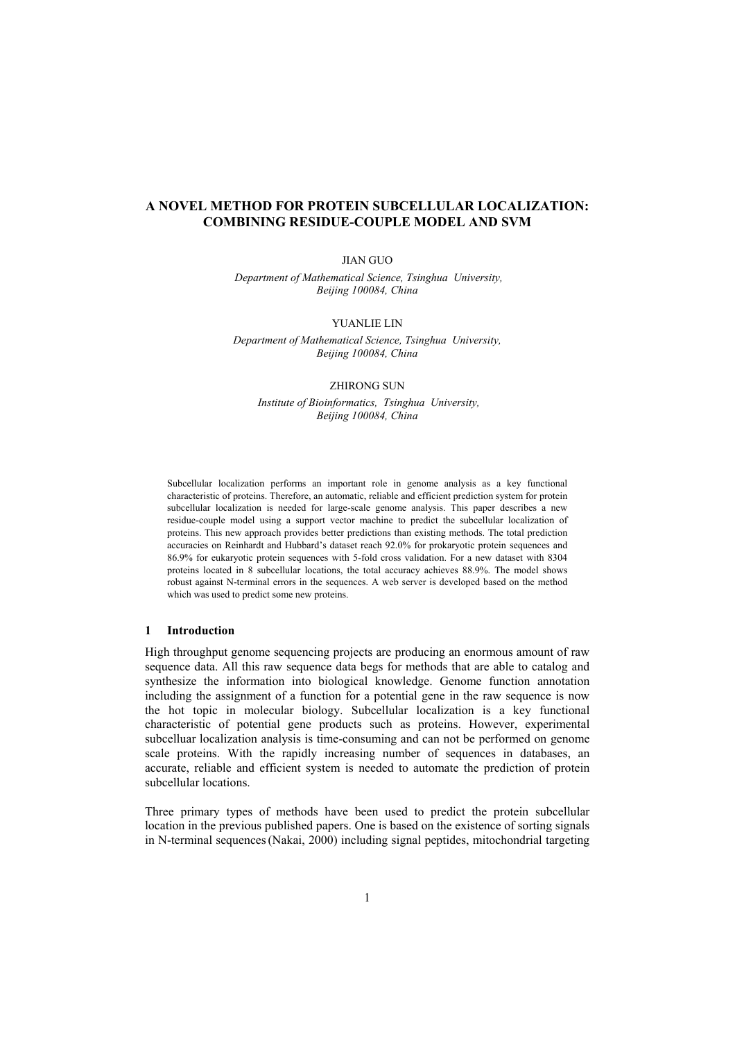# A NOVEL METHOD FOR PROTEIN SUBCELLULAR LOCALIZATION: COMBINING RESIDUE-COUPLE MODEL AND SVM

JIAN GUO

*Department of Mathematical Science, Tsinghua University, Beijing 100084, China*

YUANLIE LIN

*Department of Mathematical Science, Tsinghua University, Beijing 100084, China*

ZHIRONG SUN

*Institute of Bioinformatics, Tsinghua University, Beijing 100084, China*

Subcellular localization performs an important role in genome analysis as a key functional characteristic of proteins. Therefore, an automatic, reliable and efficient prediction system for protein subcellular localization is needed for large-scale genome analysis. This paper describes a new residue-couple model using a support vector machine to predict the subcellular localization of proteins. This new approach provides better predictions than existing methods. The total prediction accuracies on Reinhardt and Hubbard's dataset reach 92.0% for prokaryotic protein sequences and 86.9% for eukaryotic protein sequences with 5-fold cross validation. For a new dataset with 8304 proteins located in 8 subcellular locations, the total accuracy achieves 88.9%. The model shows robust against N-terminal errors in the sequences. A web server is developed based on the method which was used to predict some new proteins.

## 1 Introduction

High throughput genome sequencing projects are producing an enormous amount of raw sequence data. All this raw sequence data begs for methods that are able to catalog and synthesize the information into biological knowledge. Genome function annotation including the assignment of a function for a potential gene in the raw sequence is now the hot topic in molecular biology. Subcellular localization is a key functional characteristic of potential gene products such as proteins. However, experimental subcelluar localization analysis is time-consuming and can not be performed on genome scale proteins. With the rapidly increasing number of sequences in databases, an accurate, reliable and efficient system is needed to automate the prediction of protein subcellular locations.

Three primary types of methods have been used to predict the protein subcellular location in the previous published papers. One is based on the existence of sorting signals in N-terminal sequences (Nakai, 2000) including signal peptides, mitochondrial targeting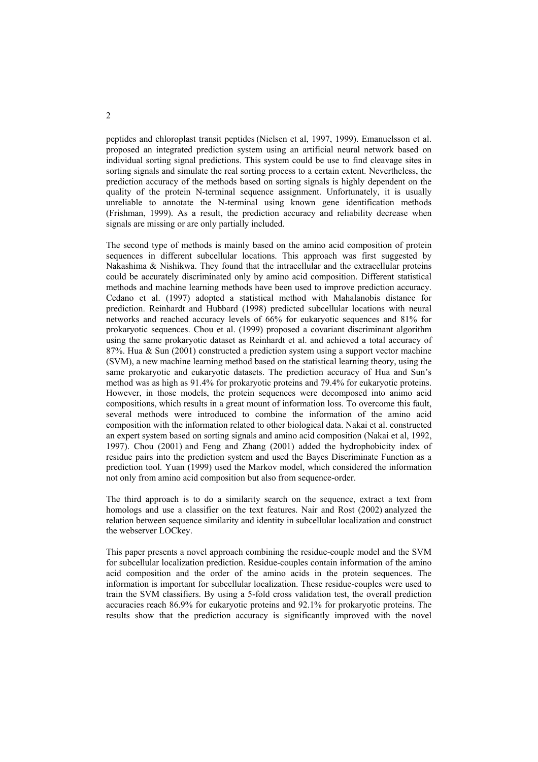peptides and chloroplast transit peptides (Nielsen et al, 1997, 1999). Emanuelsson et al. proposed an integrated prediction system using an artificial neural network based on individual sorting signal predictions. This system could be use to find cleavage sites in sorting signals and simulate the real sorting process to a certain extent. Nevertheless, the prediction accuracy of the methods based on sorting signals is highly dependent on the quality of the protein N-terminal sequence assignment. Unfortunately, it is usually unreliable to annotate the N-terminal using known gene identification methods (Frishman, 1999). As a result, the prediction accuracy and reliability decrease when signals are missing or are only partially included.

The second type of methods is mainly based on the amino acid composition of protein sequences in different subcellular locations. This approach was first suggested by Nakashima & Nishikwa. They found that the intracellular and the extracellular proteins could be accurately discriminated only by amino acid composition. Different statistical methods and machine learning methods have been used to improve prediction accuracy. Cedano et al. (1997) adopted a statistical method with Mahalanobis distance for prediction. Reinhardt and Hubbard (1998) predicted subcellular locations with neural networks and reached accuracy levels of 66% for eukaryotic sequences and 81% for prokaryotic sequences. Chou et al. (1999) proposed a covariant discriminant algorithm using the same prokaryotic dataset as Reinhardt et al. and achieved a total accuracy of 87%. Hua & Sun (2001) constructed a prediction system using a support vector machine (SVM), a new machine learning method based on the statistical learning theory, using the same prokaryotic and eukaryotic datasets. The prediction accuracy of Hua and Sun's method was as high as 91.4% for prokaryotic proteins and 79.4% for eukaryotic proteins. However, in those models, the protein sequences were decomposed into animo acid compositions, which results in a great mount of information loss. To overcome this fault, several methods were introduced to combine the information of the amino acid composition with the information related to other biological data. Nakai et al. constructed an expert system based on sorting signals and amino acid composition (Nakai et al, 1992, 1997). Chou (2001) and Feng and Zhang (2001) added the hydrophobicity index of residue pairs into the prediction system and used the Bayes Discriminate Function as a prediction tool. Yuan (1999) used the Markov model, which considered the information not only from amino acid composition but also from sequence-order.

The third approach is to do a similarity search on the sequence, extract a text from homologs and use a classifier on the text features. Nair and Rost (2002) analyzed the relation between sequence similarity and identity in subcellular localization and construct the webserver LOCkey.

This paper presents a novel approach combining the residue-couple model and the SVM for subcellular localization prediction. Residue-couples contain information of the amino acid composition and the order of the amino acids in the protein sequences. The information is important for subcellular localization. These residue-couples were used to train the SVM classifiers. By using a 5-fold cross validation test, the overall prediction accuracies reach 86.9% for eukaryotic proteins and 92.1% for prokaryotic proteins. The results show that the prediction accuracy is significantly improved with the novel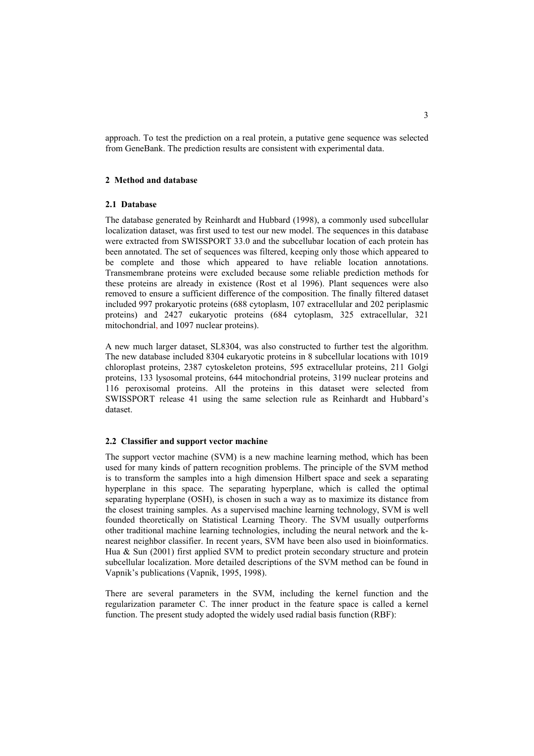approach. To test the prediction on a real protein, a putative gene sequence was selected from GeneBank. The prediction results are consistent with experimental data.

## 2 Method and database

### 2.1 Database

The database generated by Reinhardt and Hubbard (1998), a commonly used subcellular localization dataset, was first used to test our new model. The sequences in this database were extracted from SWISSPORT 33.0 and the subcellubar location of each protein has been annotated. The set of sequences was filtered, keeping only those which appeared to be complete and those which appeared to have reliable location annotations. Transmembrane proteins were excluded because some reliable prediction methods for these proteins are already in existence (Rost et al 1996). Plant sequences were also removed to ensure a sufficient difference of the composition. The finally filtered dataset included 997 prokaryotic proteins (688 cytoplasm, 107 extracellular and 202 periplasmic proteins) and 2427 eukaryotic proteins (684 cytoplasm, 325 extracellular, 321 mitochondrial, and 1097 nuclear proteins).

A new much larger dataset, SL8304, was also constructed to further test the algorithm. The new database included 8304 eukaryotic proteins in 8 subcellular locations with 1019 chloroplast proteins, 2387 cytoskeleton proteins, 595 extracellular proteins, 211 Golgi proteins, 133 lysosomal proteins, 644 mitochondrial proteins, 3199 nuclear proteins and 116 peroxisomal proteins. All the proteins in this dataset were selected from SWISSPORT release 41 using the same selection rule as Reinhardt and Hubbard's dataset.

### 2.2 Classifier and support vector machine

The support vector machine (SVM) is a new machine learning method, which has been used for many kinds of pattern recognition problems. The principle of the SVM method is to transform the samples into a high dimension Hilbert space and seek a separating hyperplane in this space. The separating hyperplane, which is called the optimal separating hyperplane (OSH), is chosen in such a way as to maximize its distance from the closest training samples. As a supervised machine learning technology, SVM is well founded theoretically on Statistical Learning Theory. The SVM usually outperforms other traditional machine learning technologies, including the neural network and the k-nearest neighbor classifier. In recent years, SVM have been also used in bioinformatics. Hua & Sun (2001) first applied SVM to predict protein secondary structure and protein subcellular localization. More detailed descriptions of the SVM method can be found in Vapnik's publications (Vapnik, 1995, 1998).

There are several parameters in the SVM, including the kernel function and the regularization parameter C. The inner product in the feature space is called a kernel function. The present study adopted the widely used radial basis function (RBF):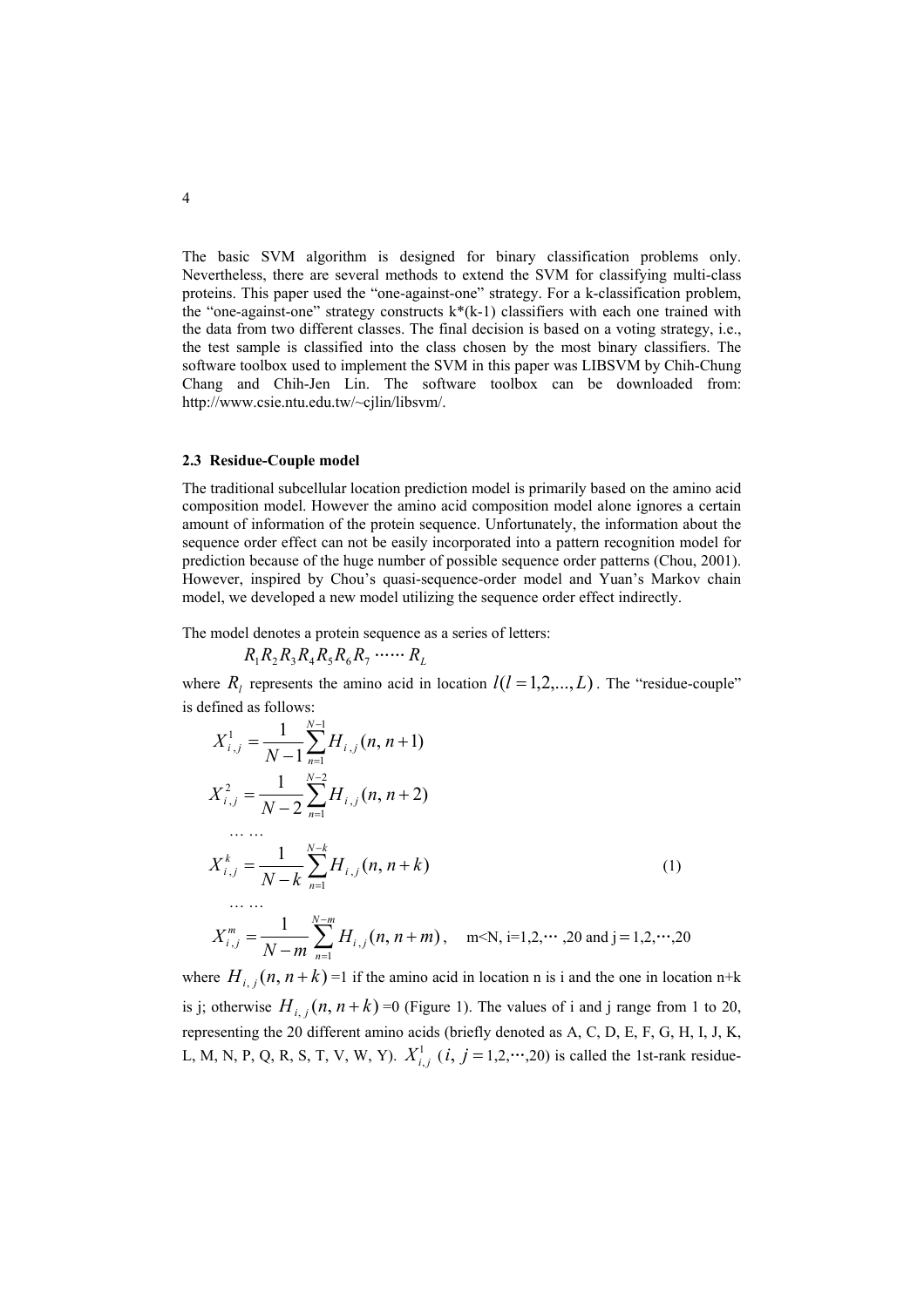The basic SVM algorithm is designed for binary classification problems only. Nevertheless, there are several methods to extend the SVM for classifying multi-class proteins. This paper used the "one-against-one" strategy. For a k-classification problem, the "one-against-one" strategy constructs k*(k-1) classifiers with each one trained with the data from two different classes. The final decision is based on a voting strategy, i.e., the test sample is classified into the class chosen by the most binary classifiers. The software toolbox used to implement the SVM in this paper was LIBSVM by Chih-Chung Chang and Chih-Jen Lin. The software toolbox can be downloaded from: http://www.csie.ntu.edu.tw/~cjlin/libsvm/.

### 2.3 Residue-Couple model

The traditional subcellular location prediction model is primarily based on the amino acid composition model. However the amino acid composition model alone ignores a certain amount of information of the protein sequence. Unfortunately, the information about the sequence order effect can not be easily incorporated into a pattern recognition model for prediction because of the huge number of possible sequence order patterns (Chou, 2001). However, inspired by Chou's quasi-sequence-order model and Yuan's Markov chain model, we developed a new model utilizing the sequence order effect indirectly.

The model denotes a protein sequence as a series of letters:

$$R_1 R_2 R_3 R_4 R_5 R_6 R_7 \cdots\cdots R_L$$

where $R_l$ represents the amino acid in location $l (l = 1,2,...,L)$. The "residue-couple" is defined as follows:

$$
\begin{aligned}
X_{i,j}^{1} &= \frac{1}{N-1}\sum_{n=1}^{N-1} H_{i,j}(n, n+1) \\
X_{i,j}^{2} &= \frac{1}{N-2}\sum_{n=1}^{N-2} H_{i,j}(n, n+2) \\
&\cdots\cdots \\
X_{i,j}^{k} &= \frac{1}{N-k}\sum_{n=1}^{N-k} H_{i,j}(n, n+k) \qquad (1) \\
&\cdots\cdots \\
X_{i,j}^{m} &= \frac{1}{N-m}\sum_{n=1}^{N-m} H_{i,j}(n, n+m), \quad m<N,\ i=1,2,\cdots,20 \text{ and } j=1,2,\cdots,20
\end{aligned}
$$

where $H_{i,j}(n, n+k)$ =1 if the amino acid in location n is i and the one in location n+k is j; otherwise $H_{i,j}(n, n+k)$ =0 (Figure 1). The values of i and j range from 1 to 20, representing the 20 different amino acids (briefly denoted as A, C, D, E, F, G, H, I, J, K, L, M, N, P, Q, R, S, T, V, W, Y). $X_{i,j}^{1}$ ($i, j = 1,2,\cdots,20$) is called the 1st-rank residue-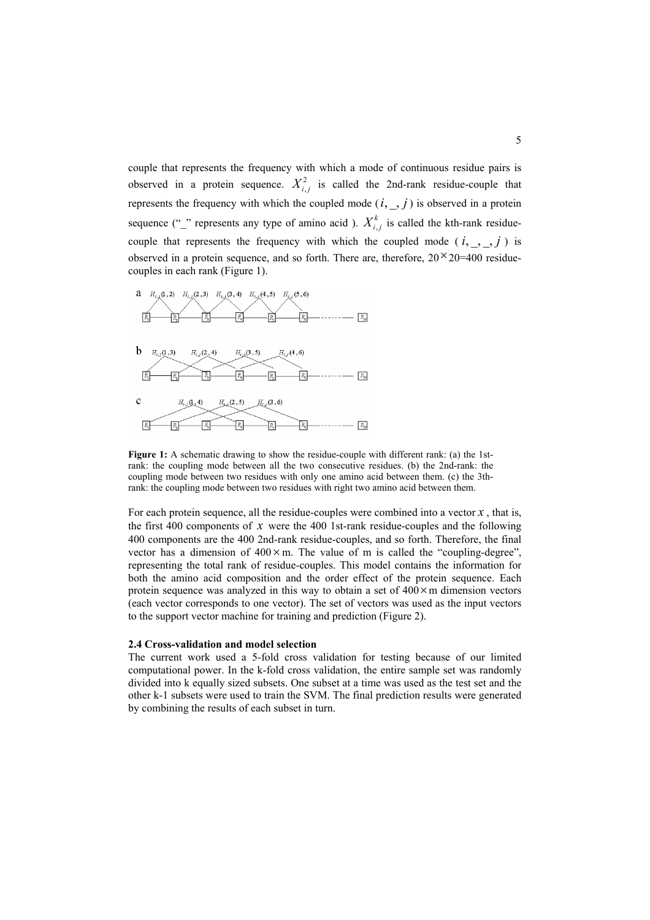couple that represents the frequency with which a mode of continuous residue pairs is observed in a protein sequence. $X_{i,j}^2$ is called the 2nd-rank residue-couple that represents the frequency with which the coupled mode ($i, \_, j$) is observed in a protein sequence ("_" represents any type of amino acid ). $X_{i,j}^k$ is called the kth-rank residue-couple that represents the frequency with which the coupled mode ($i, \_, \_, j$) is observed in a protein sequence, and so forth. There are, therefore, $20 \times 20 = 400$ residue-couples in each rank (Figure 1).

**Figure 1:** A schematic drawing to show the residue-couple with different rank: (a) the 1st-rank: the coupling mode between all the two consecutive residues. (b) the 2nd-rank: the coupling mode between two residues with only one amino acid between them. (c) the 3th-rank: the coupling mode between two residues with right two amino acid between them.

For each protein sequence, all the residue-couples were combined into a vector $x$, that is, the first 400 components of $x$ were the 400 1st-rank residue-couples and the following 400 components are the 400 2nd-rank residue-couples, and so forth. Therefore, the final vector has a dimension of $400 \times \mathrm{m}$. The value of m is called the "coupling-degree", representing the total rank of residue-couples. This model contains the information for both the amino acid composition and the order effect of the protein sequence. Each protein sequence was analyzed in this way to obtain a set of $400 \times \mathrm{m}$ dimension vectors (each vector corresponds to one vector). The set of vectors was used as the input vectors to the support vector machine for training and prediction (Figure 2).

### 2.4 Cross-validation and model selection

The current work used a 5-fold cross validation for testing because of our limited computational power. In the k-fold cross validation, the entire sample set was randomly divided into k equally sized subsets. One subset at a time was used as the test set and the other k-1 subsets were used to train the SVM. The final prediction results were generated by combining the results of each subset in turn.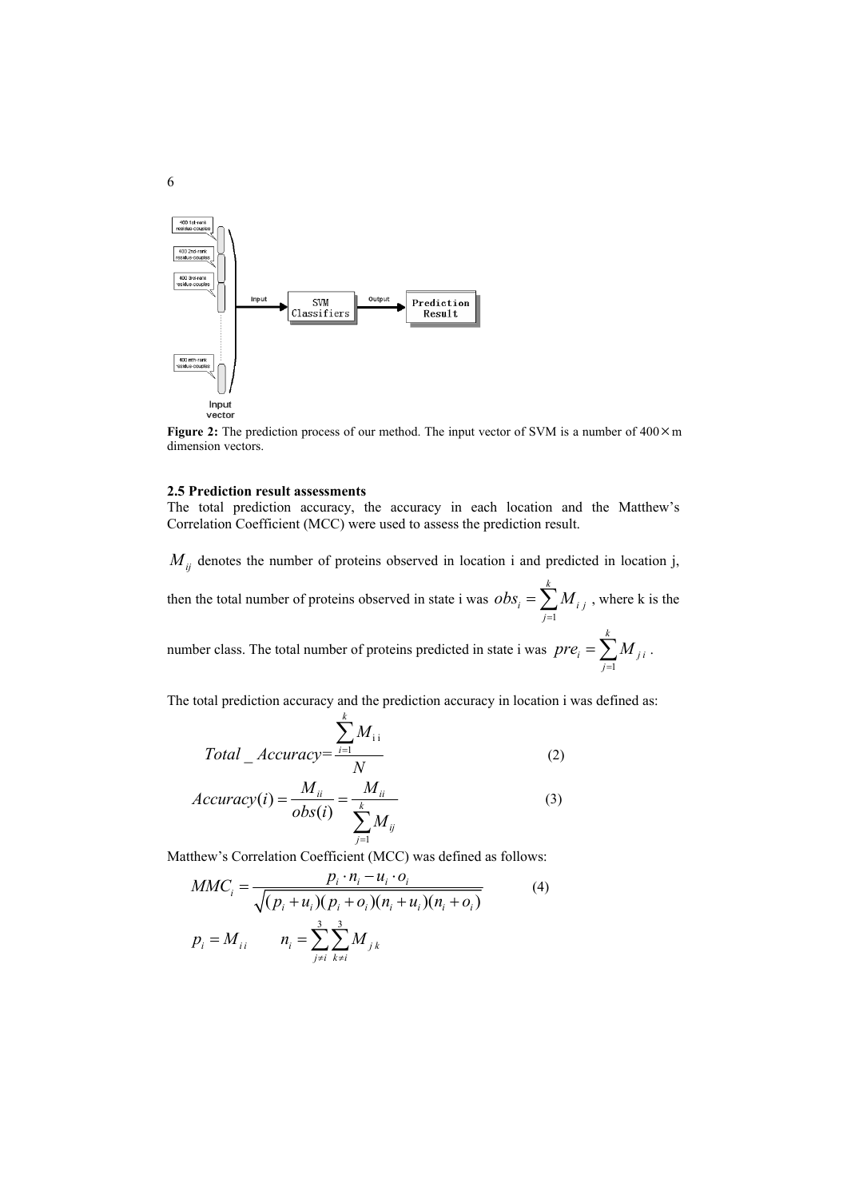**Figure 2:** The prediction process of our method. The input vector of SVM is a number of 400×m dimension vectors.

### 2.5 Prediction result assessments

The total prediction accuracy, the accuracy in each location and the Matthew's Correlation Coefficient (MCC) were used to assess the prediction result.

$M_{ij}$ denotes the number of proteins observed in location i and predicted in location j, then the total number of proteins observed in state i was $obs_i = \sum_{j=1}^{k} M_{ij}$, where k is the number class. The total number of proteins predicted in state i was $pre_i = \sum_{j=1}^{k} M_{ji}$.

The total prediction accuracy and the prediction accuracy in location i was defined as:

$$Total\_Accuracy = \frac{\sum_{i=1}^{k} M_{ii}}{N} \tag{2}$$

$$Accuracy(i) = \frac{M_{ii}}{obs(i)} = \frac{M_{ii}}{\sum_{j=1}^{k} M_{ij}} \tag{3}$$

Matthew's Correlation Coefficient (MCC) was defined as follows:

$$MMC_i = \frac{p_i \cdot n_i - u_i \cdot o_i}{\sqrt{(p_i + u_i)(p_i + o_i)(n_i + u_i)(n_i + o_i)}} \tag{4}$$

$$p_i = M_{ii} \qquad n_i = \sum_{j \neq i}^{3} \sum_{k \neq i}^{3} M_{jk}$$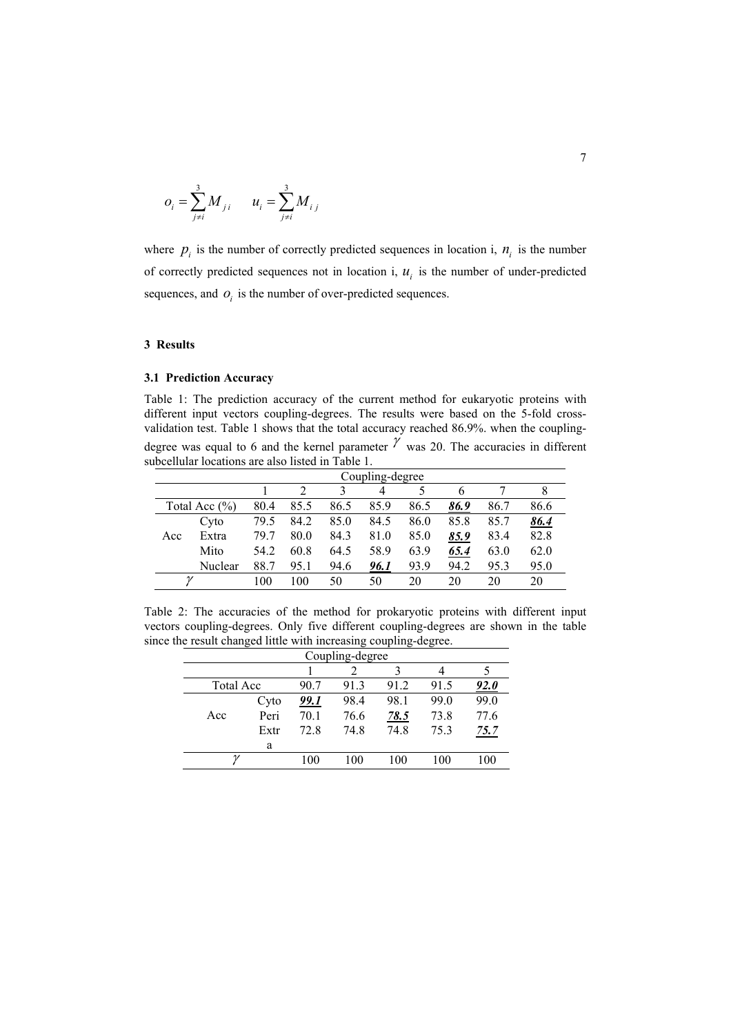$$o_i = \sum_{j \neq i}^{3} M_{ji} \qquad u_i = \sum_{j \neq i}^{3} M_{ij}$$

where $p_i$ is the number of correctly predicted sequences in location i, $n_i$ is the number of correctly predicted sequences not in location i, $u_i$ is the number of under-predicted sequences, and $o_i$ is the number of over-predicted sequences.

## 3 Results

### 3.1 Prediction Accuracy

Table 1: The prediction accuracy of the current method for eukaryotic proteins with different input vectors coupling-degrees. The results were based on the 5-fold cross-validation test. Table 1 shows that the total accuracy reached 86.9%. when the coupling-degree was equal to 6 and the kernel parameter $\gamma$ was 20. The accuracies in different subcellular locations are also listed in Table 1.

| | | Coupling-degree | | | | | | | |
|---|---|---|---|---|---|---|---|---|---|
| | | 1 | 2 | 3 | 4 | 5 | 6 | 7 | 8 |
| Total Acc (%) | | 80.4 | 85.5 | 86.5 | 85.9 | 86.5 | ***86.9*** | 86.7 | 86.6 |
| Acc | Cyto | 79.5 | 84.2 | 85.0 | 84.5 | 86.0 | 85.8 | 85.7 | ***86.4*** |
| | Extra | 79.7 | 80.0 | 84.3 | 81.0 | 85.0 | ***85.9*** | 83.4 | 82.8 |
| | Mito | 54.2 | 60.8 | 64.5 | 58.9 | 63.9 | ***65.4*** | 63.0 | 62.0 |
| | Nuclear | 88.7 | 95.1 | 94.6 | ***96.1*** | 93.9 | 94.2 | 95.3 | 95.0 |
| $\gamma$ | | 100 | 100 | 50 | 50 | 20 | 20 | 20 | 20 |

Table 2: The accuracies of the method for prokaryotic proteins with different input vectors coupling-degrees. Only five different coupling-degrees are shown in the table since the result changed little with increasing coupling-degree.

| | | Coupling-degree | | | | |
|---|---|---|---|---|---|---|
| | | 1 | 2 | 3 | 4 | 5 |
| Total Acc | | 90.7 | 91.3 | 91.2 | 91.5 | ***92.0*** |
| Acc | Cyto | ***99.1*** | 98.4 | 98.1 | 99.0 | 99.0 |
| | Peri | 70.1 | 76.6 | ***78.5*** | 73.8 | 77.6 |
| | Extra | 72.8 | 74.8 | 74.8 | 75.3 | ***75.7*** |
| $\gamma$ | | 100 | 100 | 100 | 100 | 100 |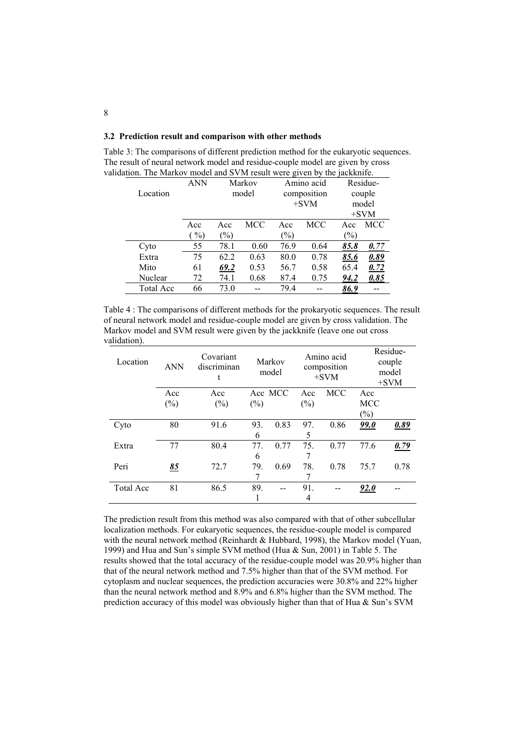### 3.2 Prediction result and comparison with other methods

Table 3: The comparisons of different prediction method for the eukaryotic sequences. The result of neural network model and residue-couple model are given by cross validation. The Markov model and SVM result were given by the jackknife.

| Location | ANN | Markov model | | Amino acid composition +SVM | | Residue-couple model +SVM | |
|---|---|---|---|---|---|---|---|
| | Acc (%) | Acc (%) | MCC | Acc (%) | MCC | Acc (%) | MCC |
| Cyto | 55 | 78.1 | 0.60 | 76.9 | 0.64 | ***85.8*** | ***0.77*** |
| Extra | 75 | 62.2 | 0.63 | 80.0 | 0.78 | ***85.6*** | ***0.89*** |
| Mito | 61 | ***69.2*** | 0.53 | 56.7 | 0.58 | 65.4 | ***0.72*** |
| Nuclear | 72 | 74.1 | 0.68 | 87.4 | 0.75 | ***94.2*** | ***0.85*** |
| Total Acc | 66 | 73.0 | -- | 79.4 | -- | ***86.9*** | -- |

Table 4 : The comparisons of different methods for the prokaryotic sequences. The result of neural network model and residue-couple model are given by cross validation. The Markov model and SVM result were given by the jackknife (leave one out cross validation).

| Location | ANN | Covariant discriminant | Markov model | | Amino acid composition +SVM | | Residue-couple model +SVM | |
|---|---|---|---|---|---|---|---|---|
| | Acc (%) | Acc (%) | Acc (%) | MCC | Acc (%) | MCC | Acc (%) | MCC |
| Cyto | 80 | 91.6 | 93.6 | 0.83 | 97.5 | 0.86 | ***99.0*** | ***0.89*** |
| Extra | 77 | 80.4 | 77.6 | 0.77 | 75.7 | 0.77 | 77.6 | ***0.79*** |
| Peri | ***85*** | 72.7 | 79.7 | 0.69 | 78.7 | 0.78 | 75.7 | 0.78 |
| Total Acc | 81 | 86.5 | 89.1 | -- | 91.4 | -- | ***92.0*** | -- |

The prediction result from this method was also compared with that of other subcellular localization methods. For eukaryotic sequences, the residue-couple model is compared with the neural network method (Reinhardt & Hubbard, 1998), the Markov model (Yuan, 1999) and Hua and Sun's simple SVM method (Hua & Sun, 2001) in Table 5. The results showed that the total accuracy of the residue-couple model was 20.9% higher than that of the neural network method and 7.5% higher than that of the SVM method. For cytoplasm and nuclear sequences, the prediction accuracies were 30.8% and 22% higher than the neural network method and 8.9% and 6.8% higher than the SVM method. The prediction accuracy of this model was obviously higher than that of Hua & Sun's SVM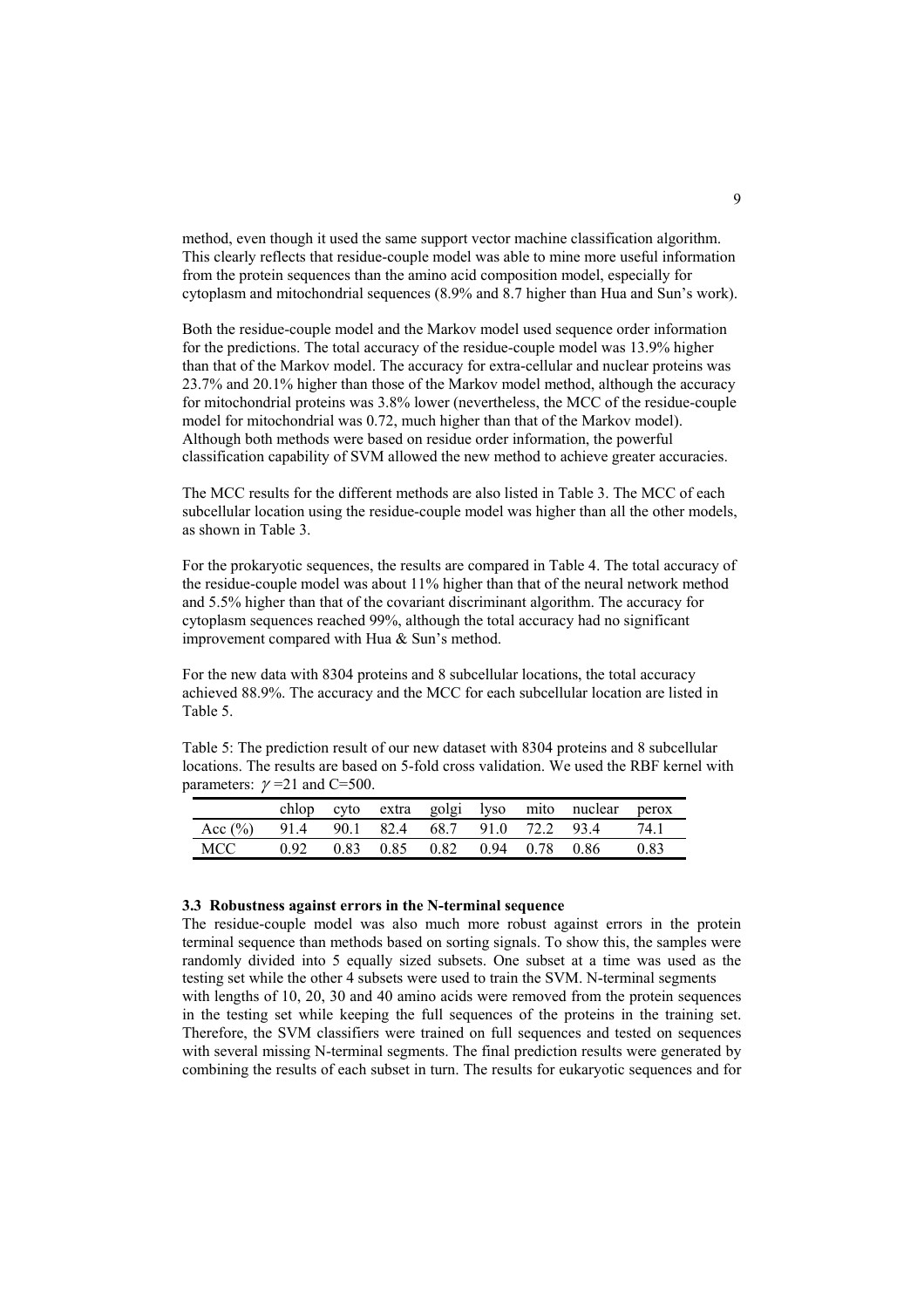method, even though it used the same support vector machine classification algorithm. This clearly reflects that residue-couple model was able to mine more useful information from the protein sequences than the amino acid composition model, especially for cytoplasm and mitochondrial sequences (8.9% and 8.7 higher than Hua and Sun's work).

Both the residue-couple model and the Markov model used sequence order information for the predictions. The total accuracy of the residue-couple model was 13.9% higher than that of the Markov model. The accuracy for extra-cellular and nuclear proteins was 23.7% and 20.1% higher than those of the Markov model method, although the accuracy for mitochondrial proteins was 3.8% lower (nevertheless, the MCC of the residue-couple model for mitochondrial was 0.72, much higher than that of the Markov model). Although both methods were based on residue order information, the powerful classification capability of SVM allowed the new method to achieve greater accuracies.

The MCC results for the different methods are also listed in Table 3. The MCC of each subcellular location using the residue-couple model was higher than all the other models, as shown in Table 3.

For the prokaryotic sequences, the results are compared in Table 4. The total accuracy of the residue-couple model was about 11% higher than that of the neural network method and 5.5% higher than that of the covariant discriminant algorithm. The accuracy for cytoplasm sequences reached 99%, although the total accuracy had no significant improvement compared with Hua & Sun's method.

For the new data with 8304 proteins and 8 subcellular locations, the total accuracy achieved 88.9%. The accuracy and the MCC for each subcellular location are listed in Table 5.

Table 5: The prediction result of our new dataset with 8304 proteins and 8 subcellular locations. The results are based on 5-fold cross validation. We used the RBF kernel with parameters: $\gamma$ =21 and C=500.

| | chlop | cyto | extra | golgi | lyso | mito | nuclear | perox |
|---|---|---|---|---|---|---|---|---|
| Acc (%) | 91.4 | 90.1 | 82.4 | 68.7 | 91.0 | 72.2 | 93.4 | 74.1 |
| MCC | 0.92 | 0.83 | 0.85 | 0.82 | 0.94 | 0.78 | 0.86 | 0.83 |

### 3.3 Robustness against errors in the N-terminal sequence

The residue-couple model was also much more robust against errors in the protein terminal sequence than methods based on sorting signals. To show this, the samples were randomly divided into 5 equally sized subsets. One subset at a time was used as the testing set while the other 4 subsets were used to train the SVM. N-terminal segments with lengths of 10, 20, 30 and 40 amino acids were removed from the protein sequences in the testing set while keeping the full sequences of the proteins in the training set. Therefore, the SVM classifiers were trained on full sequences and tested on sequences with several missing N-terminal segments. The final prediction results were generated by combining the results of each subset in turn. The results for eukaryotic sequences and for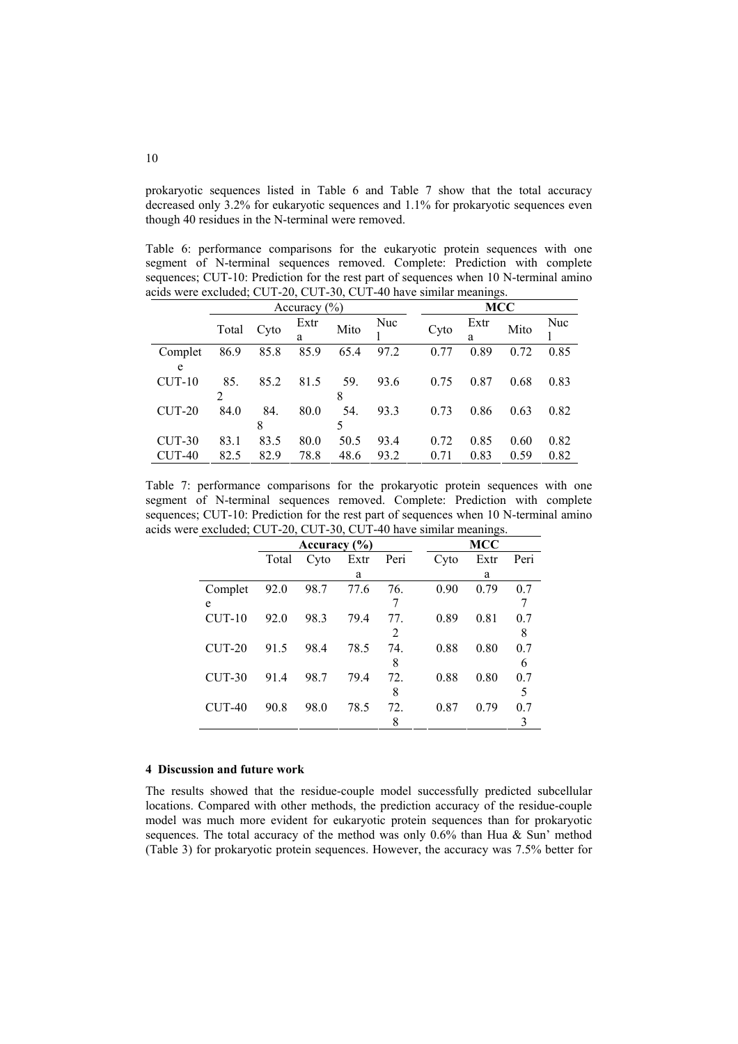prokaryotic sequences listed in Table 6 and Table 7 show that the total accuracy decreased only 3.2% for eukaryotic sequences and 1.1% for prokaryotic sequences even though 40 residues in the N-terminal were removed.

Table 6: performance comparisons for the eukaryotic protein sequences with one segment of N-terminal sequences removed. Complete: Prediction with complete sequences; CUT-10: Prediction for the rest part of sequences when 10 N-terminal amino acids were excluded; CUT-20, CUT-30, CUT-40 have similar meanings.

| | Accuracy (%) | | | | | **MCC** | | | |
|---|---|---|---|---|---|---|---|---|---|
| | Total | Cyto | Extra | Mito | Nucl | Cyto | Extra | Mito | Nucl |
| Complete | 86.9 | 85.8 | 85.9 | 65.4 | 97.2 | 0.77 | 0.89 | 0.72 | 0.85 |
| CUT-10 | 85.2 | 85.2 | 81.5 | 59.8 | 93.6 | 0.75 | 0.87 | 0.68 | 0.83 |
| CUT-20 | 84.0 | 84.8 | 80.0 | 54.5 | 93.3 | 0.73 | 0.86 | 0.63 | 0.82 |
| CUT-30 | 83.1 | 83.5 | 80.0 | 50.5 | 93.4 | 0.72 | 0.85 | 0.60 | 0.82 |
| CUT-40 | 82.5 | 82.9 | 78.8 | 48.6 | 93.2 | 0.71 | 0.83 | 0.59 | 0.82 |

Table 7: performance comparisons for the prokaryotic protein sequences with one segment of N-terminal sequences removed. Complete: Prediction with complete sequences; CUT-10: Prediction for the rest part of sequences when 10 N-terminal amino acids were excluded; CUT-20, CUT-30, CUT-40 have similar meanings.

| | **Accuracy (%)** | | | | **MCC** | | |
|---|---|---|---|---|---|---|---|
| | Total | Cyto | Extra | Peri | Cyto | Extra | Peri |
| Complete | 92.0 | 98.7 | 77.6 | 76.7 | 0.90 | 0.79 | 0.77 |
| CUT-10 | 92.0 | 98.3 | 79.4 | 77.2 | 0.89 | 0.81 | 0.78 |
| CUT-20 | 91.5 | 98.4 | 78.5 | 74.8 | 0.88 | 0.80 | 0.76 |
| CUT-30 | 91.4 | 98.7 | 79.4 | 72.8 | 0.88 | 0.80 | 0.75 |
| CUT-40 | 90.8 | 98.0 | 78.5 | 72.8 | 0.87 | 0.79 | 0.73 |

## 4 Discussion and future work

The results showed that the residue-couple model successfully predicted subcellular locations. Compared with other methods, the prediction accuracy of the residue-couple model was much more evident for eukaryotic protein sequences than for prokaryotic sequences. The total accuracy of the method was only 0.6% than Hua & Sun' method (Table 3) for prokaryotic protein sequences. However, the accuracy was 7.5% better for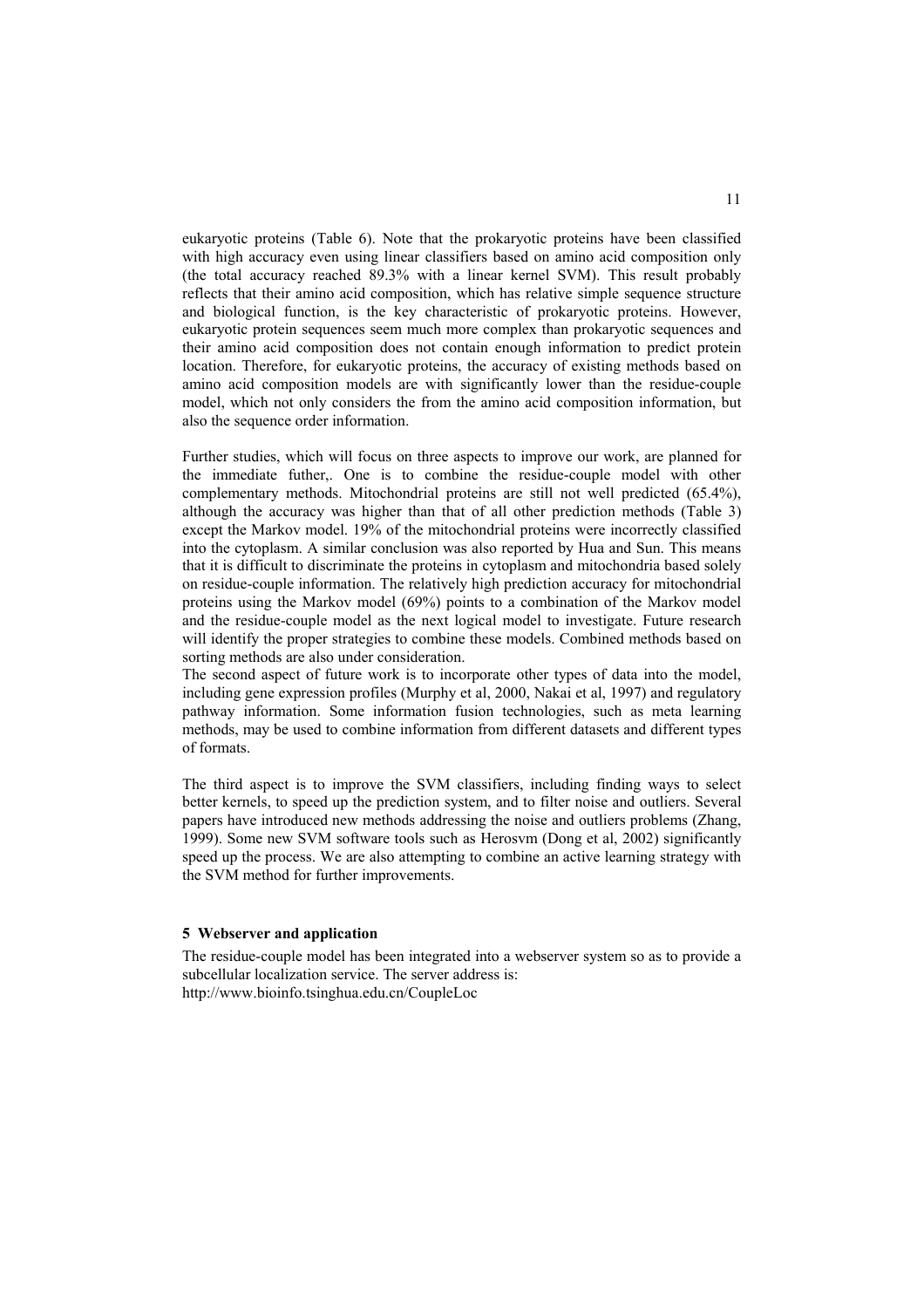eukaryotic proteins (Table 6). Note that the prokaryotic proteins have been classified with high accuracy even using linear classifiers based on amino acid composition only (the total accuracy reached 89.3% with a linear kernel SVM). This result probably reflects that their amino acid composition, which has relative simple sequence structure and biological function, is the key characteristic of prokaryotic proteins. However, eukaryotic protein sequences seem much more complex than prokaryotic sequences and their amino acid composition does not contain enough information to predict protein location. Therefore, for eukaryotic proteins, the accuracy of existing methods based on amino acid composition models are with significantly lower than the residue-couple model, which not only considers the from the amino acid composition information, but also the sequence order information.

Further studies, which will focus on three aspects to improve our work, are planned for the immediate futher,. One is to combine the residue-couple model with other complementary methods. Mitochondrial proteins are still not well predicted (65.4%), although the accuracy was higher than that of all other prediction methods (Table 3) except the Markov model. 19% of the mitochondrial proteins were incorrectly classified into the cytoplasm. A similar conclusion was also reported by Hua and Sun. This means that it is difficult to discriminate the proteins in cytoplasm and mitochondria based solely on residue-couple information. The relatively high prediction accuracy for mitochondrial proteins using the Markov model (69%) points to a combination of the Markov model and the residue-couple model as the next logical model to investigate. Future research will identify the proper strategies to combine these models. Combined methods based on sorting methods are also under consideration.

The second aspect of future work is to incorporate other types of data into the model, including gene expression profiles (Murphy et al, 2000, Nakai et al, 1997) and regulatory pathway information. Some information fusion technologies, such as meta learning methods, may be used to combine information from different datasets and different types of formats.

The third aspect is to improve the SVM classifiers, including finding ways to select better kernels, to speed up the prediction system, and to filter noise and outliers. Several papers have introduced new methods addressing the noise and outliers problems (Zhang, 1999). Some new SVM software tools such as Herosvm (Dong et al, 2002) significantly speed up the process. We are also attempting to combine an active learning strategy with the SVM method for further improvements.

## 5 Webserver and application

The residue-couple model has been integrated into a webserver system so as to provide a subcellular localization service. The server address is:
http://www.bioinfo.tsinghua.edu.cn/CoupleLoc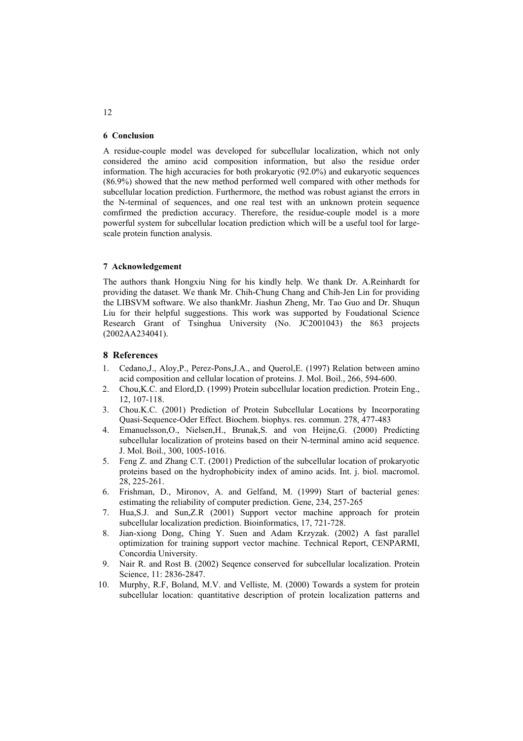## 6 Conclusion

A residue-couple model was developed for subcellular localization, which not only considered the amino acid composition information, but also the residue order information. The high accuracies for both prokaryotic (92.0%) and eukaryotic sequences (86.9%) showed that the new method performed well compared with other methods for subcellular location prediction. Furthermore, the method was robust agianst the errors in the N-terminal of sequences, and one real test with an unknown protein sequence comfirmed the prediction accuracy. Therefore, the residue-couple model is a more powerful system for subcellular location prediction which will be a useful tool for large-scale protein function analysis.

## 7 Acknowledgement

The authors thank Hongxiu Ning for his kindly help. We thank Dr. A.Reinhardt for providing the dataset. We thank Mr. Chih-Chung Chang and Chih-Jen Lin for providing the LIBSVM software. We also thankMr. Jiashun Zheng, Mr. Tao Guo and Dr. Shuqun Liu for their helpful suggestions. This work was supported by Foudational Science Research Grant of Tsinghua University (No. JC2001043) the 863 projects (2002AA234041).

## 8 References

1. Cedano,J., Aloy,P., Perez-Pons,J.A., and Querol,E. (1997) Relation between amino acid composition and cellular location of proteins. J. Mol. Boil., 266, 594-600.
2. Chou,K.C. and Elord,D. (1999) Protein subcellular location prediction. Protein Eng., 12, 107-118.
3. Chou.K.C. (2001) Prediction of Protein Subcellular Locations by Incorporating Quasi-Sequence-Oder Effect. Biochem. biophys. res. commun. 278, 477-483
4. Emanuelsson,O., Nielsen,H., Brunak,S. and von Heijne,G. (2000) Predicting subcellular localization of proteins based on their N-terminal amino acid sequence. J. Mol. Boil., 300, 1005-1016.
5. Feng Z. and Zhang C.T. (2001) Prediction of the subcellular location of prokaryotic proteins based on the hydrophobicity index of amino acids. Int. j. biol. macromol. 28, 225-261.
6. Frishman, D., Mironov, A. and Gelfand, M. (1999) Start of bacterial genes: estimating the reliability of computer prediction. Gene, 234, 257-265
7. Hua,S.J. and Sun,Z.R (2001) Support vector machine approach for protein subcellular localization prediction. Bioinformatics, 17, 721-728.
8. Jian-xiong Dong, Ching Y. Suen and Adam Krzyzak. (2002) A fast parallel optimization for training support vector machine. Technical Report, CENPARMI, Concordia University.
9. Nair R. and Rost B. (2002) Seqence conserved for subcellular localization. Protein Science, 11: 2836-2847.
10. Murphy, R.F, Boland, M.V. and Velliste, M. (2000) Towards a system for protein subcellular location: quantitative description of protein localization patterns and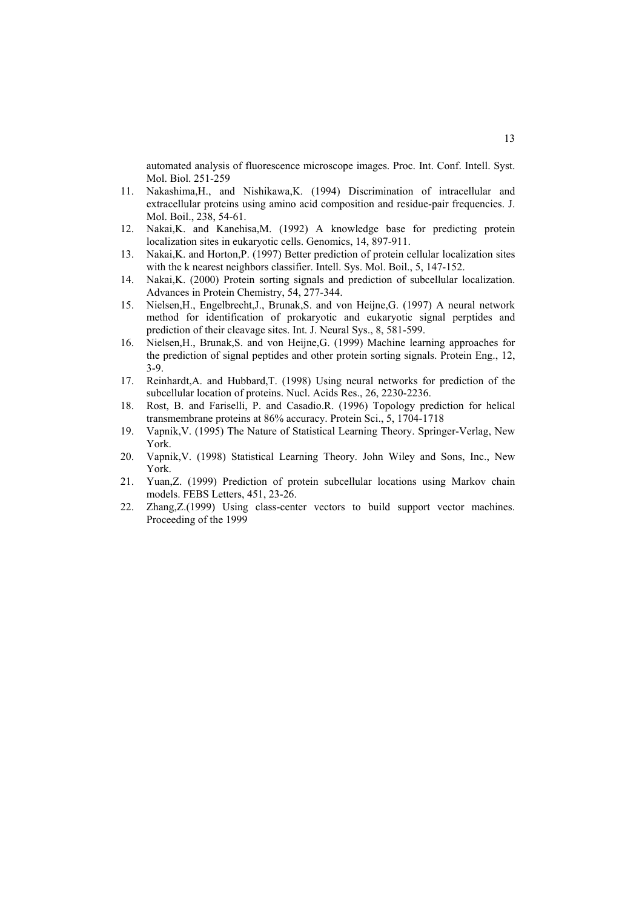automated analysis of fluorescence microscope images. Proc. Int. Conf. Intell. Syst. Mol. Biol. 251-259

11. Nakashima,H., and Nishikawa,K. (1994) Discrimination of intracellular and extracellular proteins using amino acid composition and residue-pair frequencies. J. Mol. Boil., 238, 54-61.
12. Nakai,K. and Kanehisa,M. (1992) A knowledge base for predicting protein localization sites in eukaryotic cells. Genomics, 14, 897-911.
13. Nakai,K. and Horton,P. (1997) Better prediction of protein cellular localization sites with the k nearest neighbors classifier. Intell. Sys. Mol. Boil., 5, 147-152.
14. Nakai,K. (2000) Protein sorting signals and prediction of subcellular localization. Advances in Protein Chemistry, 54, 277-344.
15. Nielsen,H., Engelbrecht,J., Brunak,S. and von Heijne,G. (1997) A neural network method for identification of prokaryotic and eukaryotic signal perptides and prediction of their cleavage sites. Int. J. Neural Sys., 8, 581-599.
16. Nielsen,H., Brunak,S. and von Heijne,G. (1999) Machine learning approaches for the prediction of signal peptides and other protein sorting signals. Protein Eng., 12, 3-9.
17. Reinhardt,A. and Hubbard,T. (1998) Using neural networks for prediction of the subcellular location of proteins. Nucl. Acids Res., 26, 2230-2236.
18. Rost, B. and Fariselli, P. and Casadio.R. (1996) Topology prediction for helical transmembrane proteins at 86% accuracy. Protein Sci., 5, 1704-1718
19. Vapnik,V. (1995) The Nature of Statistical Learning Theory. Springer-Verlag, New York.
20. Vapnik,V. (1998) Statistical Learning Theory. John Wiley and Sons, Inc., New York.
21. Yuan,Z. (1999) Prediction of protein subcellular locations using Markov chain models. FEBS Letters, 451, 23-26.
22. Zhang,Z.(1999) Using class-center vectors to build support vector machines. Proceeding of the 1999